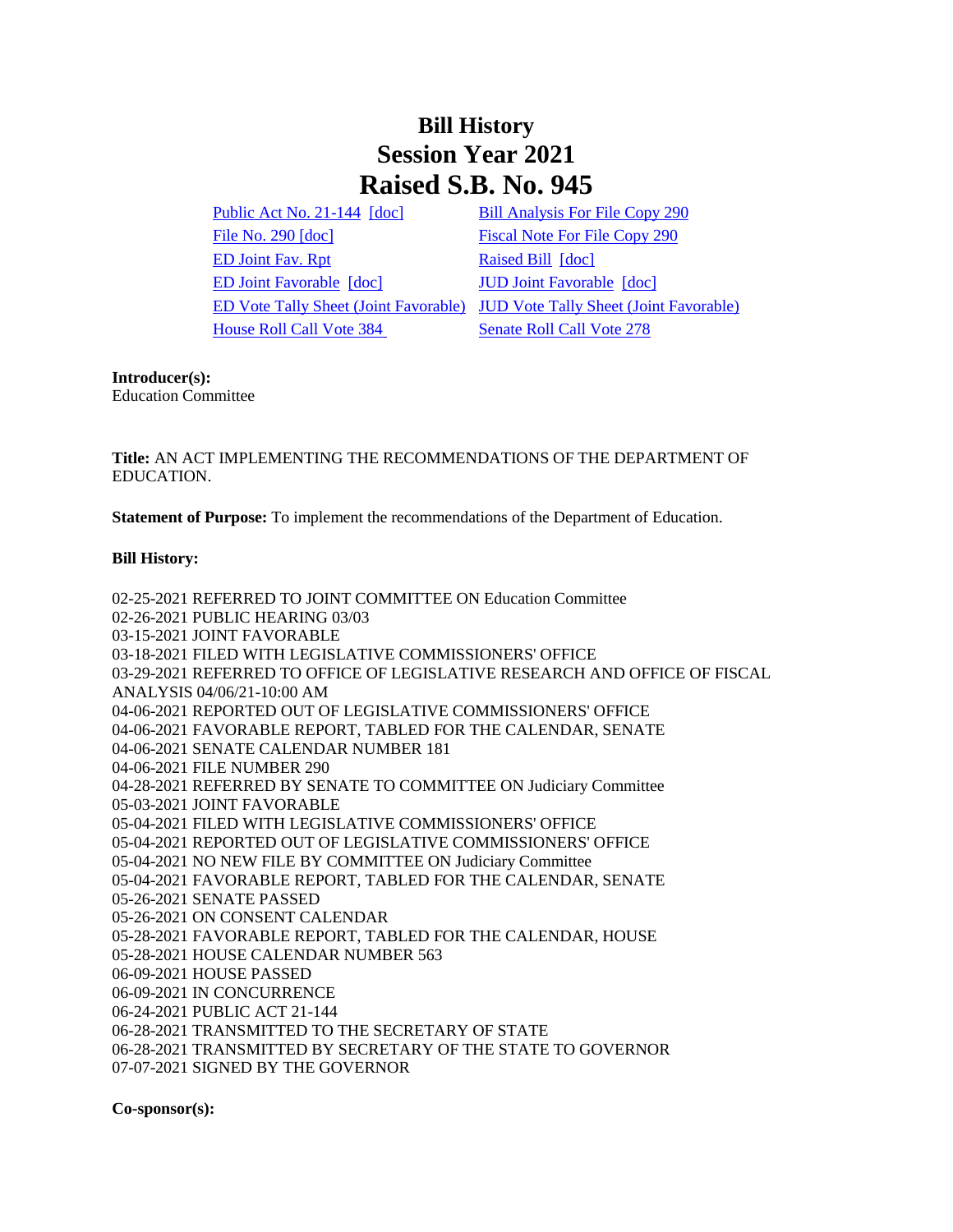# Bill History
# Session Year 2021
# Raised S.B. No. 945

| | |
|---|---|
| Public Act No. 21-144 [doc] | Bill Analysis For File Copy 290 |
| File No. 290 [doc] | Fiscal Note For File Copy 290 |
| ED Joint Fav. Rpt | Raised Bill [doc] |
| ED Joint Favorable [doc] | JUD Joint Favorable [doc] |
| ED Vote Tally Sheet (Joint Favorable) | JUD Vote Tally Sheet (Joint Favorable) |
| House Roll Call Vote 384 | Senate Roll Call Vote 278 |

**Introducer(s):**
Education Committee

**Title:** AN ACT IMPLEMENTING THE RECOMMENDATIONS OF THE DEPARTMENT OF EDUCATION.

**Statement of Purpose:** To implement the recommendations of the Department of Education.

**Bill History:**

02-25-2021 REFERRED TO JOINT COMMITTEE ON Education Committee
02-26-2021 PUBLIC HEARING 03/03
03-15-2021 JOINT FAVORABLE
03-18-2021 FILED WITH LEGISLATIVE COMMISSIONERS' OFFICE
03-29-2021 REFERRED TO OFFICE OF LEGISLATIVE RESEARCH AND OFFICE OF FISCAL ANALYSIS 04/06/21-10:00 AM
04-06-2021 REPORTED OUT OF LEGISLATIVE COMMISSIONERS' OFFICE
04-06-2021 FAVORABLE REPORT, TABLED FOR THE CALENDAR, SENATE
04-06-2021 SENATE CALENDAR NUMBER 181
04-06-2021 FILE NUMBER 290
04-28-2021 REFERRED BY SENATE TO COMMITTEE ON Judiciary Committee
05-03-2021 JOINT FAVORABLE
05-04-2021 FILED WITH LEGISLATIVE COMMISSIONERS' OFFICE
05-04-2021 REPORTED OUT OF LEGISLATIVE COMMISSIONERS' OFFICE
05-04-2021 NO NEW FILE BY COMMITTEE ON Judiciary Committee
05-04-2021 FAVORABLE REPORT, TABLED FOR THE CALENDAR, SENATE
05-26-2021 SENATE PASSED
05-26-2021 ON CONSENT CALENDAR
05-28-2021 FAVORABLE REPORT, TABLED FOR THE CALENDAR, HOUSE
05-28-2021 HOUSE CALENDAR NUMBER 563
06-09-2021 HOUSE PASSED
06-09-2021 IN CONCURRENCE
06-24-2021 PUBLIC ACT 21-144
06-28-2021 TRANSMITTED TO THE SECRETARY OF STATE
06-28-2021 TRANSMITTED BY SECRETARY OF THE STATE TO GOVERNOR
07-07-2021 SIGNED BY THE GOVERNOR

**Co-sponsor(s):**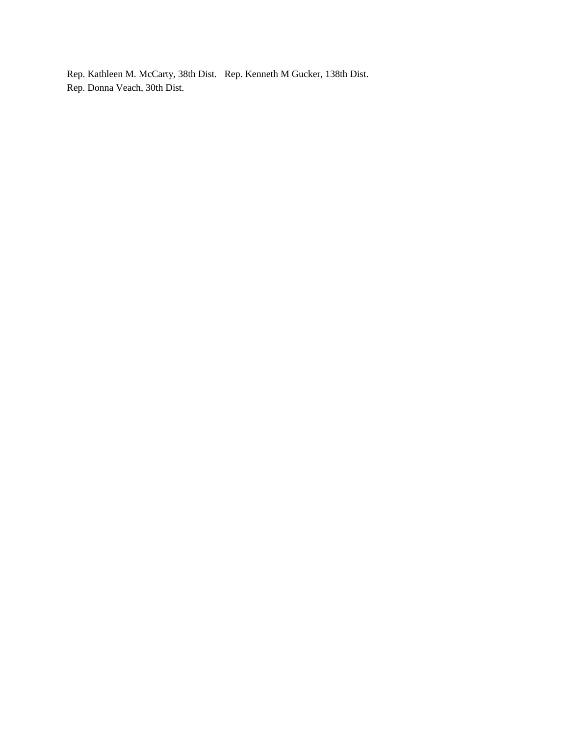Rep. Kathleen M. McCarty, 38th Dist. Rep. Kenneth M Gucker, 138th Dist.
Rep. Donna Veach, 30th Dist.